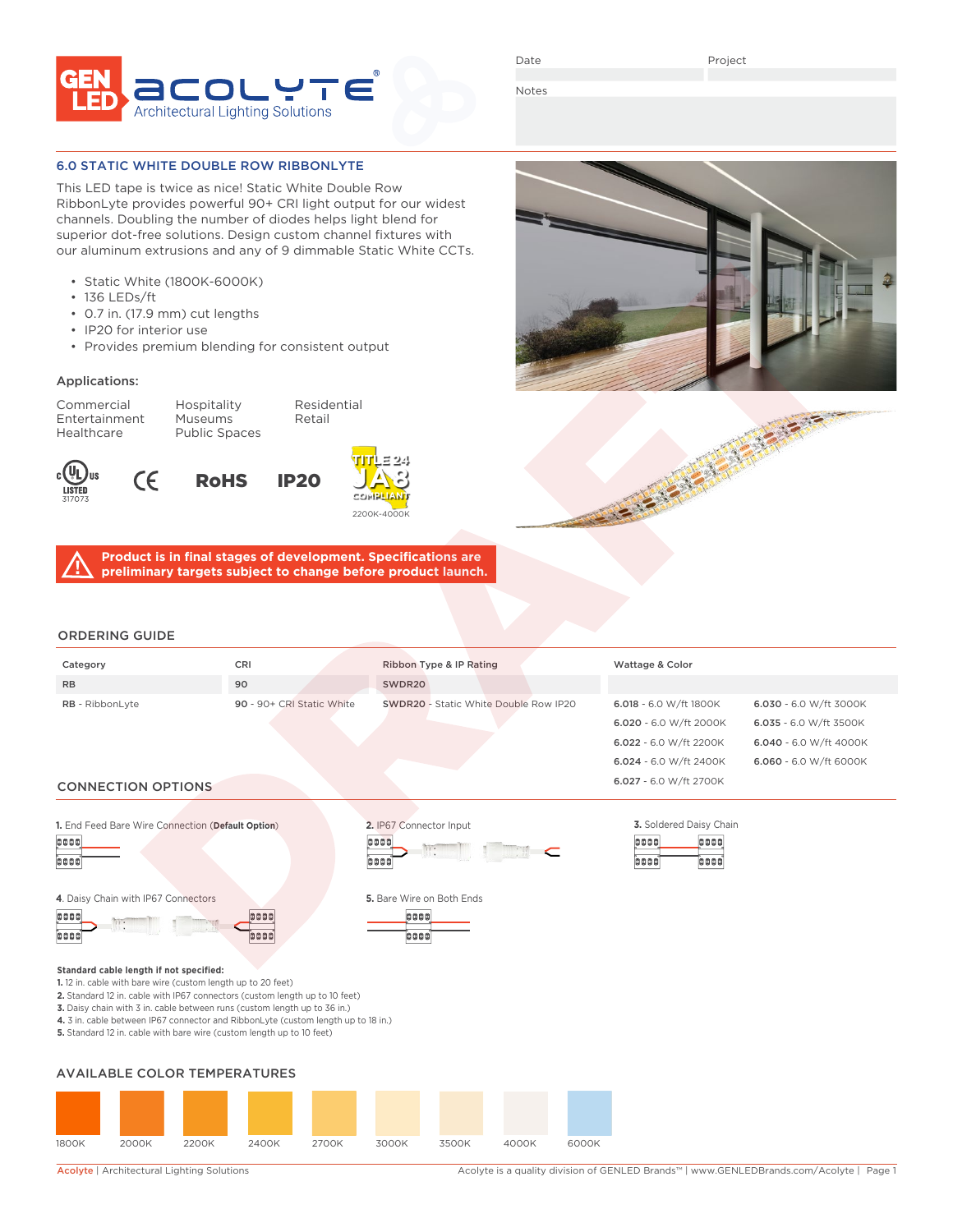Date | Project

Notes

## 6.0 STATIC WHITE DOUBLE ROW RIBBONLYTE

This LED tape is twice as nice! Static White Double Row RibbonLyte provides powerful 90+ CRI light output for our widest channels. Doubling the number of diodes helps light blend for superior dot-free solutions. Design custom channel fixtures with our aluminum extrusions and any of 9 dimmable Static White CCTs.

- Static White (1800K-6000K)
- 136 LEDs/ft
- 0.7 in. (17.9 mm) cut lengths
- IP20 for interior use
- Provides premium blending for consistent output

### Applications:

Commercial
Entertainment
Healthcare
Hospitality
Museums
Public Spaces
Residential
Retail

LISTED 317073 | CE | RoHS | IP20 | TITLE 24 JA8 COMPLIANT 2200K-4000K

**Product is in final stages of development. Specifications are preliminary targets subject to change before product launch.**

## ORDERING GUIDE

| Category | CRI | Ribbon Type & IP Rating | Wattage & Color | |
|---|---|---|---|---|
| RB | 90 | SWDR20 | | |
| **RB** - RibbonLyte | **90** - 90+ CRI Static White | **SWDR20** - Static White Double Row IP20 | **6.018** - 6.0 W/ft 1800K | **6.030** - 6.0 W/ft 3000K |
| | | | **6.020** - 6.0 W/ft 2000K | **6.035** - 6.0 W/ft 3500K |
| | | | **6.022** - 6.0 W/ft 2200K | **6.040** - 6.0 W/ft 4000K |
| | | | **6.024** - 6.0 W/ft 2400K | **6.060** - 6.0 W/ft 6000K |
| | | | **6.027** - 6.0 W/ft 2700K | |

## CONNECTION OPTIONS

**1.** End Feed Bare Wire Connection (**Default Option**)

**2.** IP67 Connector Input

**3.** Soldered Daisy Chain

**4.** Daisy Chain with IP67 Connectors

**5.** Bare Wire on Both Ends

**Standard cable length if not specified:**

**1.** 12 in. cable with bare wire (custom length up to 20 feet)
**2.** Standard 12 in. cable with IP67 connectors (custom length up to 10 feet)
**3.** Daisy chain with 3 in. cable between runs (custom length up to 36 in.)
**4.** 3 in. cable between IP67 connector and RibbonLyte (custom length up to 18 in.)
**5.** Standard 12 in. cable with bare wire (custom length up to 10 feet)

## AVAILABLE COLOR TEMPERATURES

1800K | 2000K | 2200K | 2400K | 2700K | 3000K | 3500K | 4000K | 6000K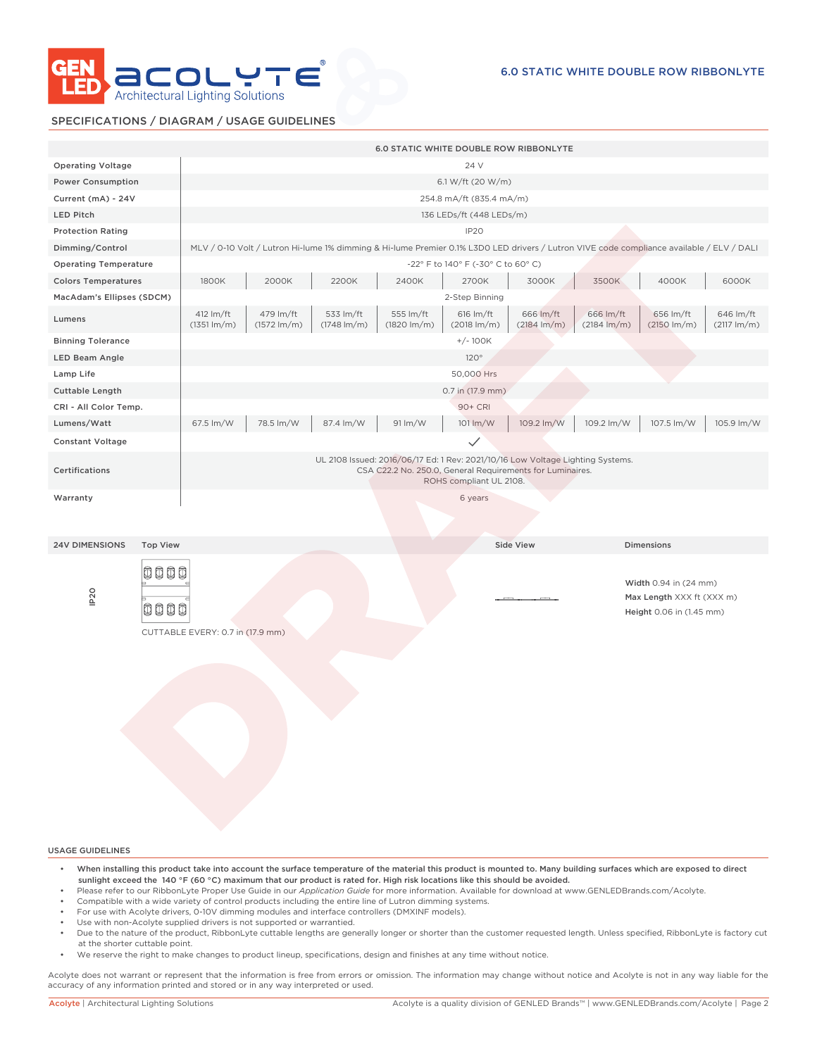## SPECIFICATIONS / DIAGRAM / USAGE GUIDELINES

| | 6.0 STATIC WHITE DOUBLE ROW RIBBONLYTE | | | | | | | | |
|---|---|---|---|---|---|---|---|---|---|
| Operating Voltage | 24 V | | | | | | | | |
| Power Consumption | 6.1 W/ft (20 W/m) | | | | | | | | |
| Current (mA) - 24V | 254.8 mA/ft (835.4 mA/m) | | | | | | | | |
| LED Pitch | 136 LEDs/ft (448 LEDs/m) | | | | | | | | |
| Protection Rating | IP20 | | | | | | | | |
| Dimming/Control | MLV / 0-10 Volt / Lutron Hi-lume 1% dimming & Hi-lume Premier 0.1% L3D0 LED drivers / Lutron VIVE code compliance available / ELV / DALI | | | | | | | | |
| Operating Temperature | -22° F to 140° F (-30° C to 60° C) | | | | | | | | |
| Colors Temperatures | 1800K | 2000K | 2200K | 2400K | 2700K | 3000K | 3500K | 4000K | 6000K |
| MacAdam's Ellipses (SDCM) | 2-Step Binning | | | | | | | | |
| Lumens | 412 lm/ft (1351 lm/m) | 479 lm/ft (1572 lm/m) | 533 lm/ft (1748 lm/m) | 555 lm/ft (1820 lm/m) | 616 lm/ft (2018 lm/m) | 666 lm/ft (2184 lm/m) | 666 lm/ft (2184 lm/m) | 656 lm/ft (2150 lm/m) | 646 lm/ft (2117 lm/m) |
| Binning Tolerance | +/- 100K | | | | | | | | |
| LED Beam Angle | 120° | | | | | | | | |
| Lamp Life | 50,000 Hrs | | | | | | | | |
| Cuttable Length | 0.7 in (17.9 mm) | | | | | | | | |
| CRI - All Color Temp. | 90+ CRI | | | | | | | | |
| Lumens/Watt | 67.5 lm/W | 78.5 lm/W | 87.4 lm/W | 91 lm/W | 101 lm/W | 109.2 lm/W | 109.2 lm/W | 107.5 lm/W | 105.9 lm/W |
| Constant Voltage | ✓ | | | | | | | | |
| Certifications | UL 2108 Issued: 2016/06/17 Ed: 1 Rev: 2021/10/16 Low Voltage Lighting Systems. CSA C22.2 No. 250.0, General Requirements for Luminaires. ROHS compliant UL 2108. | | | | | | | | |
| Warranty | 6 years | | | | | | | | |

| 24V DIMENSIONS | Top View | Side View | Dimensions |
|---|---|---|---|
| IP20 | CUTTABLE EVERY: 0.7 in (17.9 mm) | | **Width** 0.94 in (24 mm)<br>**Max Length** XXX ft (XXX m)<br>**Height** 0.06 in (1.45 mm) |

### USAGE GUIDELINES

- **When installing this product take into account the surface temperature of the material this product is mounted to. Many building surfaces which are exposed to direct sunlight exceed the 140 °F (60 °C) maximum that our product is rated for. High risk locations like this should be avoided.**
- Please refer to our RibbonLyte Proper Use Guide in our *Application Guide* for more information. Available for download at www.GENLEDBrands.com/Acolyte.
- Compatible with a wide variety of control products including the entire line of Lutron dimming systems.
- For use with Acolyte drivers, 0-10V dimming modules and interface controllers (DMXINF models).
- Use with non-Acolyte supplied drivers is not supported or warrantied.
- Due to the nature of the product, RibbonLyte cuttable lengths are generally longer or shorter than the customer requested length. Unless specified, RibbonLyte is factory cut at the shorter cuttable point.
- We reserve the right to make changes to product lineup, specifications, design and finishes at any time without notice.

Acolyte does not warrant or represent that the information is free from errors or omission. The information may change without notice and Acolyte is not in any way liable for the accuracy of any information printed and stored or in any way interpreted or used.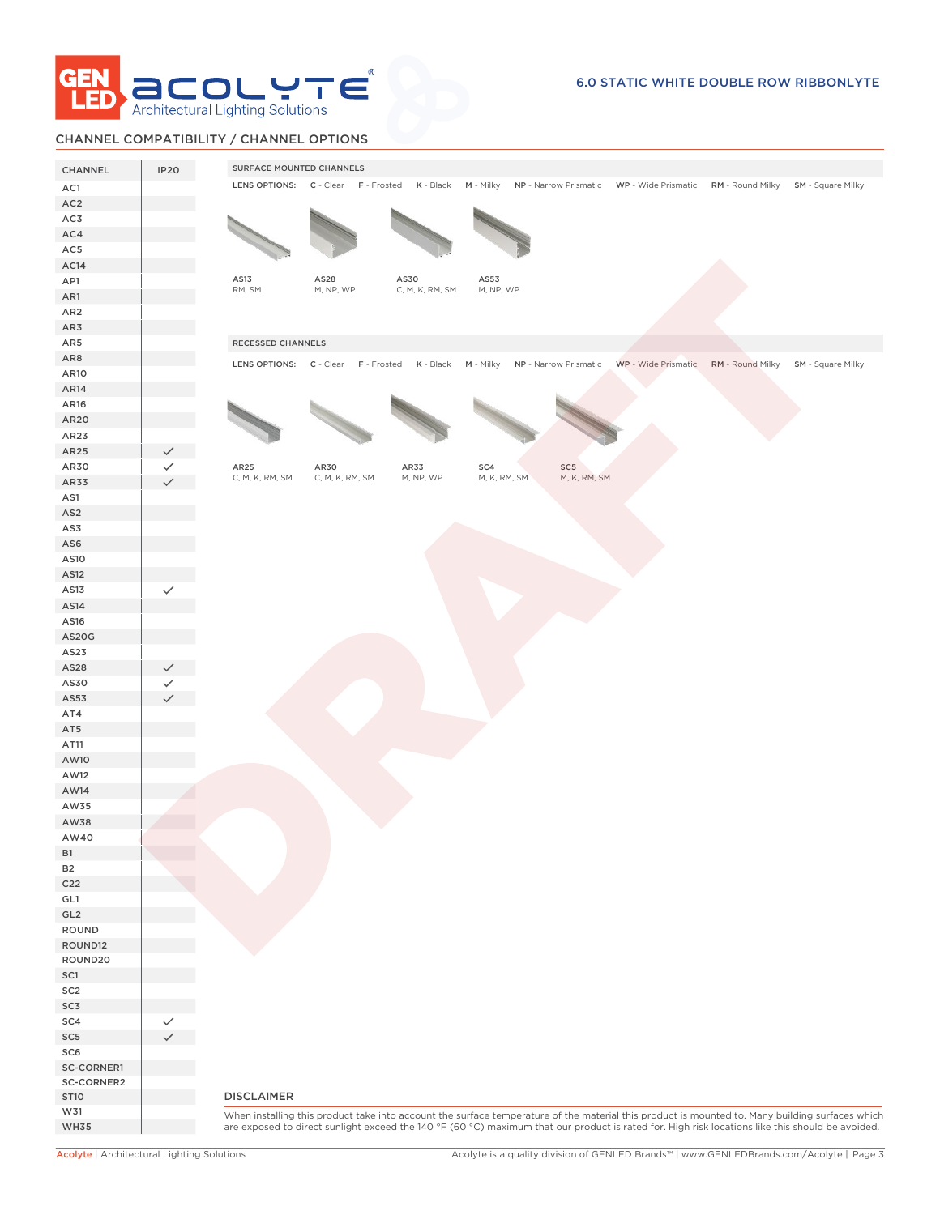## CHANNEL COMPATIBILITY / CHANNEL OPTIONS

| CHANNEL | IP20 |
|---|---|
| AC1 | |
| AC2 | |
| AC3 | |
| AC4 | |
| AC5 | |
| AC14 | |
| AP1 | |
| AR1 | |
| AR2 | |
| AR3 | |
| AR5 | |
| AR8 | |
| AR10 | |
| AR14 | |
| AR16 | |
| AR20 | |
| AR23 | |
| AR25 | ✓ |
| AR30 | ✓ |
| AR33 | ✓ |
| AS1 | |
| AS2 | |
| AS3 | |
| AS6 | |
| AS10 | |
| AS12 | |
| AS13 | ✓ |
| AS14 | |
| AS16 | |
| AS20G | |
| AS23 | |
| AS28 | ✓ |
| AS30 | ✓ |
| AS53 | ✓ |
| AT4 | |
| AT5 | |
| AT11 | |
| AW10 | |
| AW12 | |
| AW14 | |
| AW35 | |
| AW38 | |
| AW40 | |
| B1 | |
| B2 | |
| C22 | |
| GL1 | |
| GL2 | |
| ROUND | |
| ROUND12 | |
| ROUND20 | |
| SC1 | |
| SC2 | |
| SC3 | |
| SC4 | ✓ |
| SC5 | ✓ |
| SC6 | |
| SC-CORNER1 | |
| SC-CORNER2 | |
| ST10 | |
| W31 | |
| WH35 | |

### SURFACE MOUNTED CHANNELS

LENS OPTIONS: **C** - Clear **F** - Frosted **K** - Black **M** - Milky **NP** - Narrow Prismatic **WP** - Wide Prismatic **RM** - Round Milky **SM** - Square Milky

| AS13 | AS28 | AS30 | AS53 |
|---|---|---|---|
| RM, SM | M, NP, WP | C, M, K, RM, SM | M, NP, WP |

### RECESSED CHANNELS

LENS OPTIONS: **C** - Clear **F** - Frosted **K** - Black **M** - Milky **NP** - Narrow Prismatic **WP** - Wide Prismatic **RM** - Round Milky **SM** - Square Milky

| AR25 | AR30 | AR33 | SC4 | SC5 |
|---|---|---|---|---|
| C, M, K, RM, SM | C, M, K, RM, SM | M, NP, WP | M, K, RM, SM | M, K, RM, SM |

### DISCLAIMER

When installing this product take into account the surface temperature of the material this product is mounted to. Many building surfaces which are exposed to direct sunlight exceed the 140 °F (60 °C) maximum that our product is rated for. High risk locations like this should be avoided.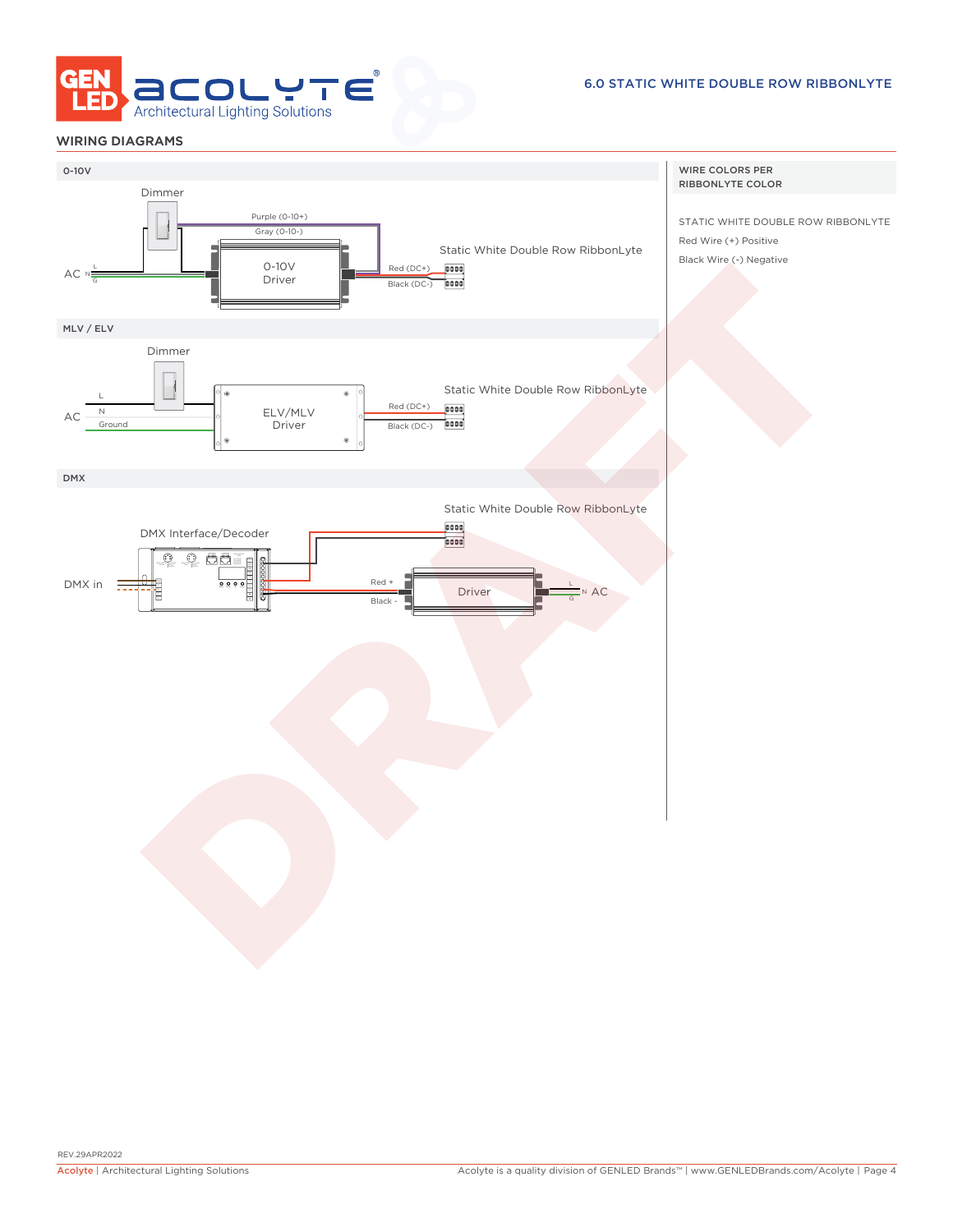# 6.0 STATIC WHITE DOUBLE ROW RIBBONLYTE

## WIRING DIAGRAMS

### 0-10V

Dimmer

Purple (0-10+)

Gray (0-10-)

AC

L

N

G

0-10V Driver

Static White Double Row RibbonLyte

Red (DC+)

Black (DC-)

### MLV / ELV

Dimmer

L

N

AC

Ground

ELV/MLV Driver

Static White Double Row RibbonLyte

Red (DC+)

Black (DC-)

### DMX

Static White Double Row RibbonLyte

DMX Interface/Decoder

DMX in

Red +

Black -

Driver

L

N

G

AC

### WIRE COLORS PER RIBBONLYTE COLOR

STATIC WHITE DOUBLE ROW RIBBONLYTE

Red Wire (+) Positive

Black Wire (-) Negative

DRAFT

REV.29APR2022